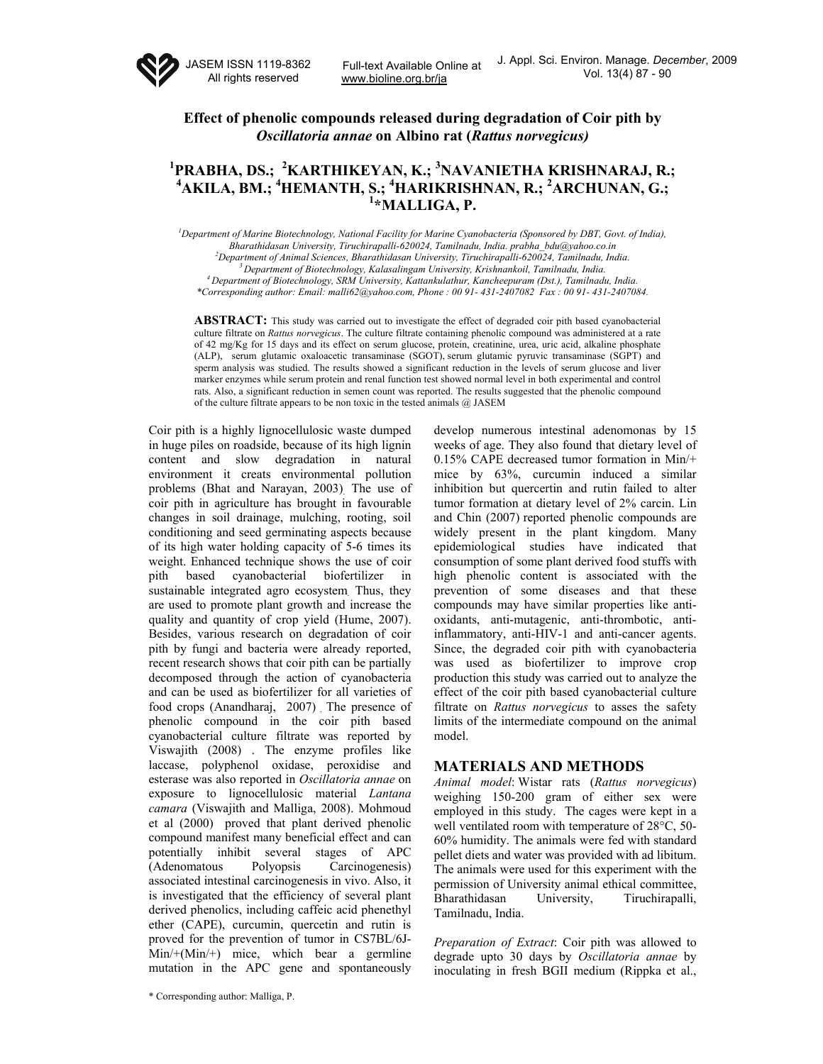# Effect of phenolic compounds released during degradation of Coir pith by *Oscillatoria annae* on Albino rat (*Rattus norvegicus*)

**[1]PRABHA, DS.; [2]KARTHIKEYAN, K.; [3]NAVANIETHA KRISHNARAJ, R.; [4]AKILA, BM.; [4]HEMANTH, S.; [4]HARIKRISHNAN, R.; [2]ARCHUNAN, G.; [1]*MALLIGA, P.**

[1]Department of Marine Biotechnology, National Facility for Marine Cyanobacteria (Sponsored by DBT, Govt. of India), Bharathidasan University, Tiruchirapalli-620024, Tamilnadu, India. prabha_bdu@yahoo.co.in
[2]Department of Animal Sciences, Bharathidasan University, Tiruchirapalli-620024, Tamilnadu, India.
[3]Department of Biotechnology, Kalasalingam University, Krishnankoil, Tamilnadu, India.
[4]Department of Biotechnology, SRM University, Kattankulathur, Kancheepuram (Dst.), Tamilnadu, India.
*Corresponding author: Email: malli62@yahoo.com, Phone : 00 91- 431-2407082 Fax : 00 91- 431-2407084.

**ABSTRACT:** This study was carried out to investigate the effect of degraded coir pith based cyanobacterial culture filtrate on *Rattus norvegicus*. The culture filtrate containing phenolic compound was administered at a rate of 42 mg/Kg for 15 days and its effect on serum glucose, protein, creatinine, urea, uric acid, alkaline phosphate (ALP), serum glutamic oxaloacetic transaminase (SGOT), serum glutamic pyruvic transaminase (SGPT) and sperm analysis was studied. The results showed a significant reduction in the levels of serum glucose and liver marker enzymes while serum protein and renal function test showed normal level in both experimental and control rats. Also, a significant reduction in semen count was reported. The results suggested that the phenolic compound of the culture filtrate appears to be non toxic in the tested animals @ JASEM

Coir pith is a highly lignocellulosic waste dumped in huge piles on roadside, because of its high lignin content and slow degradation in natural environment it creats environmental pollution problems (Bhat and Narayan, 2003). The use of coir pith in agriculture has brought in favourable changes in soil drainage, mulching, rooting, soil conditioning and seed germinating aspects because of its high water holding capacity of 5-6 times its weight. Enhanced technique shows the use of coir pith based cyanobacterial biofertilizer in sustainable integrated agro ecosystem. Thus, they are used to promote plant growth and increase the quality and quantity of crop yield (Hume, 2007). Besides, various research on degradation of coir pith by fungi and bacteria were already reported, recent research shows that coir pith can be partially decomposed through the action of cyanobacteria and can be used as biofertilizer for all varieties of food crops (Anandharaj, 2007). The presence of phenolic compound in the coir pith based cyanobacterial culture filtrate was reported by Viswajith (2008) . The enzyme profiles like laccase, polyphenol oxidase, peroxidise and esterase was also reported in *Oscillatoria annae* on exposure to lignocellulosic material *Lantana camara* (Viswajith and Malliga, 2008). Mohmoud et al (2000) proved that plant derived phenolic compound manifest many beneficial effect and can potentially inhibit several stages of APC (Adenomatous Polyopsis Carcinogenesis) associated intestinal carcinogenesis in vivo. Also, it is investigated that the efficiency of several plant derived phenolics, including caffeic acid phenethyl ether (CAPE), curcumin, quercetin and rutin is proved for the prevention of tumor in CS7BL/6J-Min/+(Min/+) mice, which bear a germline mutation in the APC gene and spontaneously develop numerous intestinal adenomonas by 15 weeks of age. They also found that dietary level of 0.15% CAPE decreased tumor formation in Min/+ mice by 63%, curcumin induced a similar inhibition but quercertin and rutin failed to alter tumor formation at dietary level of 2% carcin. Lin and Chin (2007) reported phenolic compounds are widely present in the plant kingdom. Many epidemiological studies have indicated that consumption of some plant derived food stuffs with high phenolic content is associated with the prevention of some diseases and that these compounds may have similar properties like anti-oxidants, anti-mutagenic, anti-thrombotic, anti-inflammatory, anti-HIV-1 and anti-cancer agents. Since, the degraded coir pith with cyanobacteria was used as biofertilizer to improve crop production this study was carried out to analyze the effect of the coir pith based cyanobacterial culture filtrate on *Rattus norvegicus* to asses the safety limits of the intermediate compound on the animal model.

## MATERIALS AND METHODS

*Animal model*: Wistar rats (*Rattus norvegicus*) weighing 150-200 gram of either sex were employed in this study. The cages were kept in a well ventilated room with temperature of 28°C, 50-60% humidity. The animals were fed with standard pellet diets and water was provided with ad libitum. The animals were used for this experiment with the permission of University animal ethical committee, Bharathidasan University, Tiruchirapalli, Tamilnadu, India.

*Preparation of Extract*: Coir pith was allowed to degrade upto 30 days by *Oscillatoria annae* by inoculating in fresh BGII medium (Rippka et al.,

* Corresponding author: Malliga, P.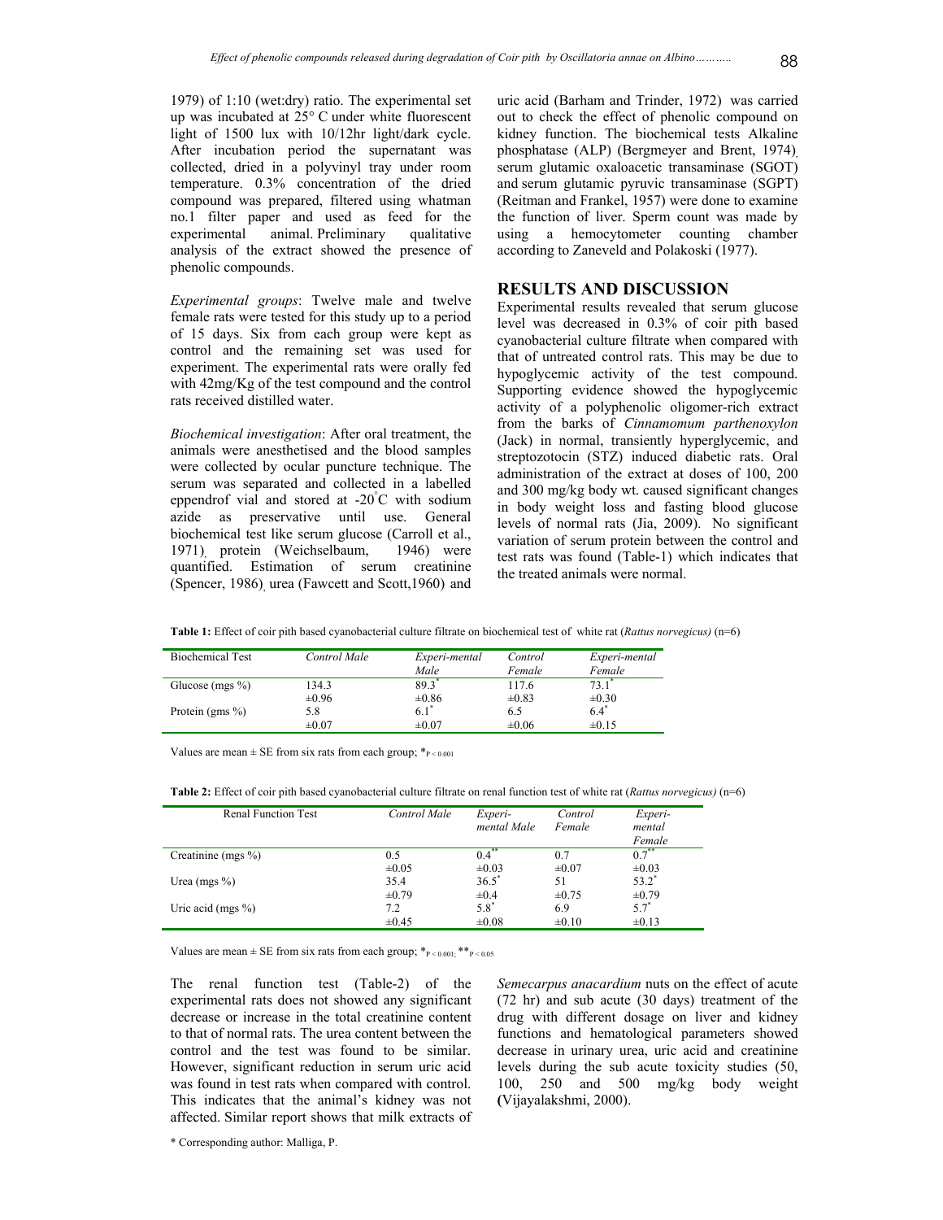1979) of 1:10 (wet:dry) ratio. The experimental set up was incubated at 25° C under white fluorescent light of 1500 lux with 10/12hr light/dark cycle. After incubation period the supernatant was collected, dried in a polyvinyl tray under room temperature. 0.3% concentration of the dried compound was prepared, filtered using whatman no.1 filter paper and used as feed for the experimental animal. Preliminary qualitative analysis of the extract showed the presence of phenolic compounds.

*Experimental groups*: Twelve male and twelve female rats were tested for this study up to a period of 15 days. Six from each group were kept as control and the remaining set was used for experiment. The experimental rats were orally fed with 42mg/Kg of the test compound and the control rats received distilled water.

*Biochemical investigation*: After oral treatment, the animals were anesthetised and the blood samples were collected by ocular puncture technique. The serum was separated and collected in a labelled eppendrof vial and stored at -20°C with sodium azide as preservative until use. General biochemical test like serum glucose (Carroll et al., 1971), protein (Weichselbaum, 1946) were quantified. Estimation of serum creatinine (Spencer, 1986), urea (Fawcett and Scott,1960) and uric acid (Barham and Trinder, 1972) was carried out to check the effect of phenolic compound on kidney function. The biochemical tests Alkaline phosphatase (ALP) (Bergmeyer and Brent, 1974), serum glutamic oxaloacetic transaminase (SGOT) and serum glutamic pyruvic transaminase (SGPT) (Reitman and Frankel, 1957) were done to examine the function of liver. Sperm count was made by using a hemocytometer counting chamber according to Zaneveld and Polakoski (1977).

## RESULTS AND DISCUSSION

Experimental results revealed that serum glucose level was decreased in 0.3% of coir pith based cyanobacterial culture filtrate when compared with that of untreated control rats. This may be due to hypoglycemic activity of the test compound. Supporting evidence showed the hypoglycemic activity of a polyphenolic oligomer-rich extract from the barks of *Cinnamomum parthenoxylon* (Jack) in normal, transiently hyperglycemic, and streptozotocin (STZ) induced diabetic rats. Oral administration of the extract at doses of 100, 200 and 300 mg/kg body wt. caused significant changes in body weight loss and fasting blood glucose levels of normal rats (Jia, 2009). No significant variation of serum protein between the control and test rats was found (Table-1) which indicates that the treated animals were normal.

**Table 1:** Effect of coir pith based cyanobacterial culture filtrate on biochemical test of white rat (*Rattus norvegicus)* (n=6)

| Biochemical Test | *Control Male* | *Experi-mental Male* | *Control Female* | *Experi-mental Female* |
|---|---|---|---|---|
| Glucose (mgs %) | 134.3<br>±0.96 | 89.3*<br>±0.86 | 117.6<br>±0.83 | 73.1*<br>±0.30 |
| Protein (gms %) | 5.8<br>±0.07 | 6.1*<br>±0.07 | 6.5<br>±0.06 | 6.4*<br>±0.15 |

Values are mean ± SE from six rats from each group; *$_{P < 0.001}$

**Table 2:** Effect of coir pith based cyanobacterial culture filtrate on renal function test of white rat (*Rattus norvegicus)* (n=6)

| Renal Function Test | *Control Male* | *Experi-mental Male* | *Control Female* | *Experi-mental Female* |
|---|---|---|---|---|
| Creatinine (mgs %) | 0.5<br>±0.05 | 0.4**<br>±0.03 | 0.7<br>±0.07 | 0.7**<br>±0.03 |
| Urea (mgs %) | 35.4<br>±0.79 | 36.5*<br>±0.4 | 51<br>±0.75 | 53.2*<br>±0.79 |
| Uric acid (mgs %) | 7.2<br>±0.45 | 5.8*<br>±0.08 | 6.9<br>±0.10 | 5.7*<br>±0.13 |

Values are mean ± SE from six rats from each group; *$_{P < 0.001}$; **$_{P < 0.05}$

The renal function test (Table-2) of the experimental rats does not showed any significant decrease or increase in the total creatinine content to that of normal rats. The urea content between the control and the test was found to be similar. However, significant reduction in serum uric acid was found in test rats when compared with control. This indicates that the animal's kidney was not affected. Similar report shows that milk extracts of *Semecarpus anacardium* nuts on the effect of acute (72 hr) and sub acute (30 days) treatment of the drug with different dosage on liver and kidney functions and hematological parameters showed decrease in urinary urea, uric acid and creatinine levels during the sub acute toxicity studies (50, 100, 250 and 500 mg/kg body weight **(**Vijayalakshmi, 2000).

\* Corresponding author: Malliga, P.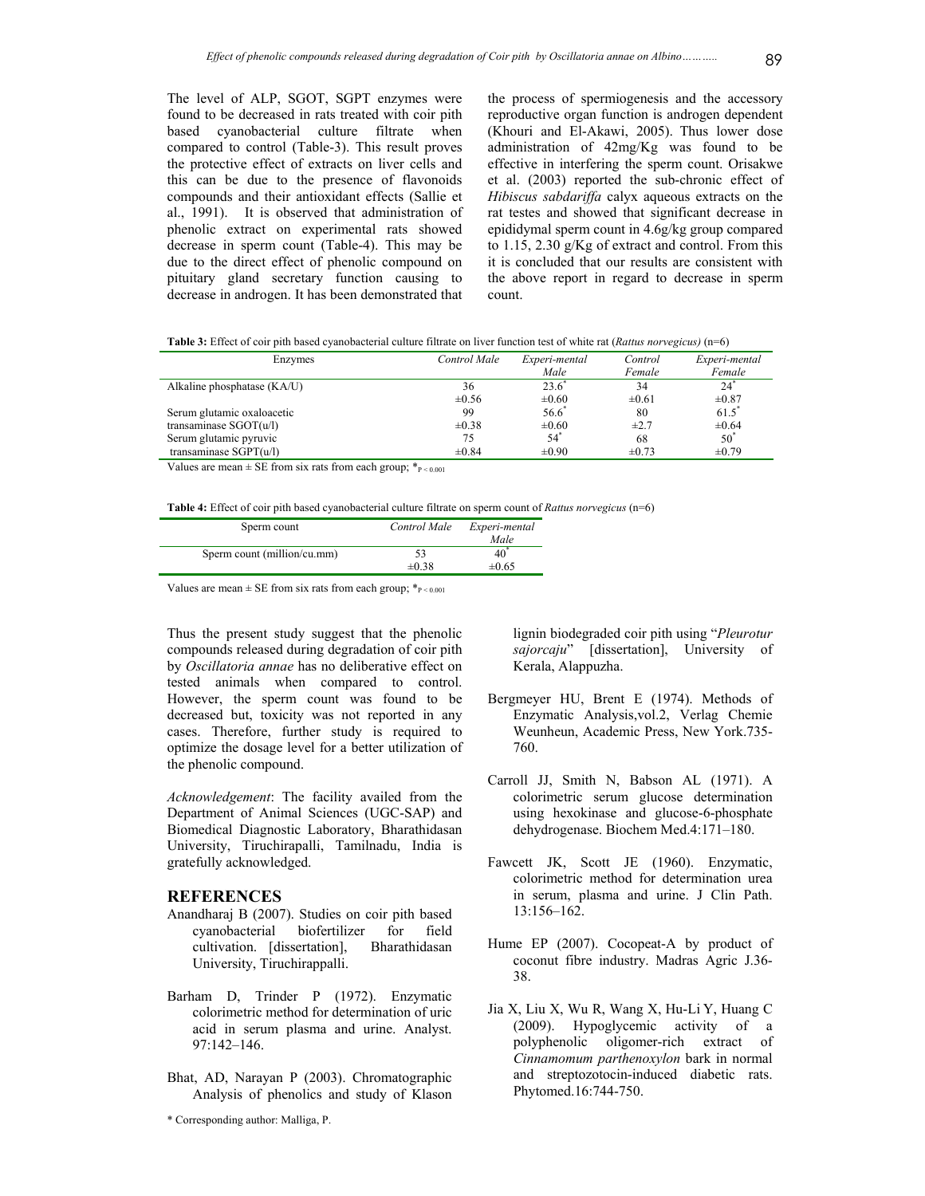The level of ALP, SGOT, SGPT enzymes were found to be decreased in rats treated with coir pith based cyanobacterial culture filtrate when compared to control (Table-3). This result proves the protective effect of extracts on liver cells and this can be due to the presence of flavonoids compounds and their antioxidant effects (Sallie et al., 1991). It is observed that administration of phenolic extract on experimental rats showed decrease in sperm count (Table-4). This may be due to the direct effect of phenolic compound on pituitary gland secretary function causing to decrease in androgen. It has been demonstrated that the process of spermiogenesis and the accessory reproductive organ function is androgen dependent (Khouri and El-Akawi, 2005). Thus lower dose administration of 42mg/Kg was found to be effective in interfering the sperm count. Orisakwe et al. (2003) reported the sub-chronic effect of *Hibiscus sabdariffa* calyx aqueous extracts on the rat testes and showed that significant decrease in epididymal sperm count in 4.6g/kg group compared to 1.15, 2.30 g/Kg of extract and control. From this it is concluded that our results are consistent with the above report in regard to decrease in sperm count.

**Table 3:** Effect of coir pith based cyanobacterial culture filtrate on liver function test of white rat (*Rattus norvegicus)* (n=6)

| Enzymes | *Control Male* | *Experi-mental Male* | *Control Female* | *Experi-mental Female* |
|---|---|---|---|---|
| Alkaline phosphatase (KA/U) | 36 ±0.56 | 23.6* ±0.60 | 34 ±0.61 | 24* ±0.87 |
| Serum glutamic oxaloacetic transaminase SGOT(u/l) | 99 ±0.38 | 56.6* ±0.60 | 80 ±2.7 | 61.5* ±0.64 |
| Serum glutamic pyruvic transaminase SGPT(u/l) | 75 ±0.84 | 54* ±0.90 | 68 ±0.73 | 50* ±0.79 |

Values are mean ± SE from six rats from each group; *$_{P<0.001}$

**Table 4:** Effect of coir pith based cyanobacterial culture filtrate on sperm count of *Rattus norvegicus* (n=6)

| Sperm count | *Control Male* | *Experi-mental Male* |
|---|---|---|
| Sperm count (million/cu.mm) | 53 ±0.38 | 40* ±0.65 |

Values are mean ± SE from six rats from each group; *$_{P<0.001}$

Thus the present study suggest that the phenolic compounds released during degradation of coir pith by *Oscillatoria annae* has no deliberative effect on tested animals when compared to control. However, the sperm count was found to be decreased but, toxicity was not reported in any cases. Therefore, further study is required to optimize the dosage level for a better utilization of the phenolic compound.

*Acknowledgement*: The facility availed from the Department of Animal Sciences (UGC-SAP) and Biomedical Diagnostic Laboratory, Bharathidasan University, Tiruchirapalli, Tamilnadu, India is gratefully acknowledged.

## REFERENCES

Anandharaj B (2007). Studies on coir pith based cyanobacterial biofertilizer for field cultivation. [dissertation], Bharathidasan University, Tiruchirappalli.

Barham D, Trinder P (1972). Enzymatic colorimetric method for determination of uric acid in serum plasma and urine. Analyst. 97:142–146.

Bhat, AD, Narayan P (2003). Chromatographic Analysis of phenolics and study of Klason lignin biodegraded coir pith using "*Pleurotur sajorcaju*" [dissertation], University of Kerala, Alappuzha.

Bergmeyer HU, Brent E (1974). Methods of Enzymatic Analysis,vol.2, Verlag Chemie Weunheun, Academic Press, New York.735-760.

Carroll JJ, Smith N, Babson AL (1971). A colorimetric serum glucose determination using hexokinase and glucose-6-phosphate dehydrogenase. Biochem Med.4:171–180.

Fawcett JK, Scott JE (1960). Enzymatic, colorimetric method for determination urea in serum, plasma and urine. J Clin Path. 13:156–162.

Hume EP (2007). Cocopeat-A by product of coconut fibre industry. Madras Agric J.36-38.

Jia X, Liu X, Wu R, Wang X, Hu-Li Y, Huang C (2009). Hypoglycemic activity of a polyphenolic oligomer-rich extract of *Cinnamomum parthenoxylon* bark in normal and streptozotocin-induced diabetic rats. Phytomed.16:744-750.

\* Corresponding author: Malliga, P.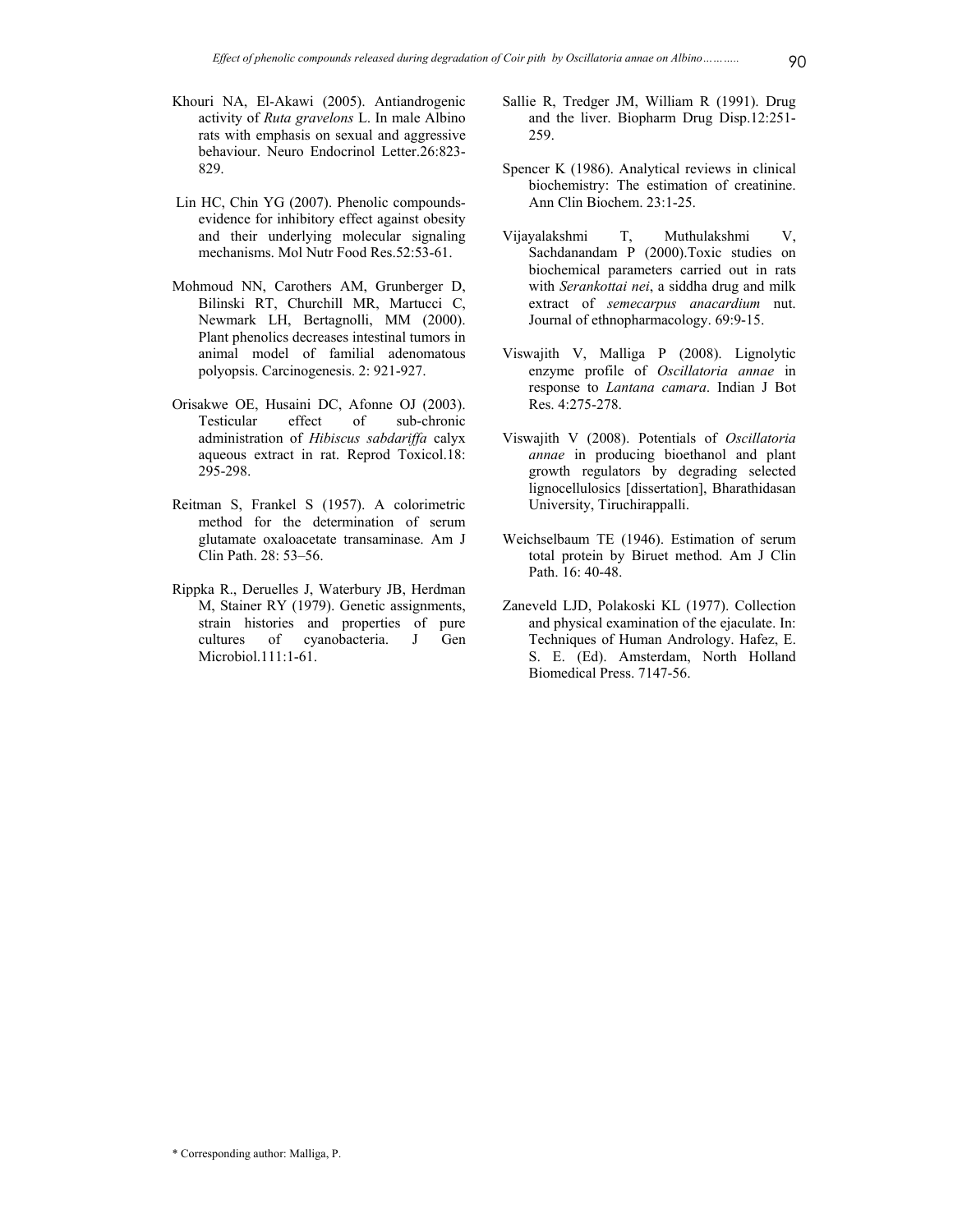Khouri NA, El-Akawi (2005). Antiandrogenic activity of *Ruta gravelons* L. In male Albino rats with emphasis on sexual and aggressive behaviour. Neuro Endocrinol Letter.26:823-829.

Lin HC, Chin YG (2007). Phenolic compounds-evidence for inhibitory effect against obesity and their underlying molecular signaling mechanisms. Mol Nutr Food Res.52:53-61.

Mohmoud NN, Carothers AM, Grunberger D, Bilinski RT, Churchill MR, Martucci C, Newmark LH, Bertagnolli, MM (2000). Plant phenolics decreases intestinal tumors in animal model of familial adenomatous polyopsis. Carcinogenesis. 2: 921-927.

Orisakwe OE, Husaini DC, Afonne OJ (2003). Testicular effect of sub-chronic administration of *Hibiscus sabdariffa* calyx aqueous extract in rat. Reprod Toxicol.18: 295-298.

Reitman S, Frankel S (1957). A colorimetric method for the determination of serum glutamate oxaloacetate transaminase. Am J Clin Path. 28: 53–56.

Rippka R., Deruelles J, Waterbury JB, Herdman M, Stainer RY (1979). Genetic assignments, strain histories and properties of pure cultures of cyanobacteria. J Gen Microbiol.111:1-61.

Sallie R, Tredger JM, William R (1991). Drug and the liver. Biopharm Drug Disp.12:251-259.

Spencer K (1986). Analytical reviews in clinical biochemistry: The estimation of creatinine. Ann Clin Biochem. 23:1-25.

Vijayalakshmi T, Muthulakshmi V, Sachdanandam P (2000).Toxic studies on biochemical parameters carried out in rats with *Serankottai nei*, a siddha drug and milk extract of *semecarpus anacardium* nut. Journal of ethnopharmacology. 69:9-15.

Viswajith V, Malliga P (2008). Lignolytic enzyme profile of *Oscillatoria annae* in response to *Lantana camara*. Indian J Bot Res. 4:275-278.

Viswajith V (2008). Potentials of *Oscillatoria annae* in producing bioethanol and plant growth regulators by degrading selected lignocellulosics [dissertation], Bharathidasan University, Tiruchirappalli.

Weichselbaum TE (1946). Estimation of serum total protein by Biruet method. Am J Clin Path. 16: 40-48.

Zaneveld LJD, Polakoski KL (1977). Collection and physical examination of the ejaculate. In: Techniques of Human Andrology. Hafez, E. S. E. (Ed). Amsterdam, North Holland Biomedical Press. 7147-56.

\* Corresponding author: Malliga, P.